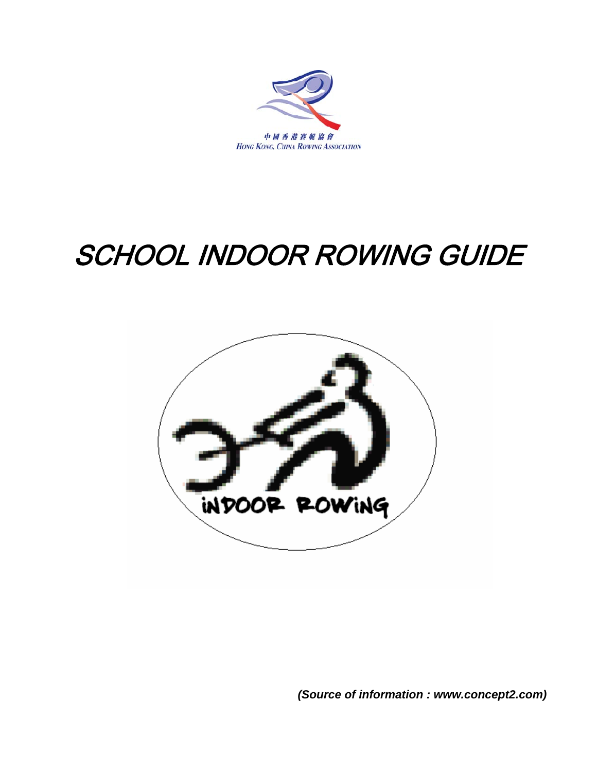中國香港賽艇協會
HONG KONG, CHINA ROWING ASSOCIATION

# SCHOOL INDOOR ROWING GUIDE

INDOOR ROWING

***(Source of information : www.concept2.com)***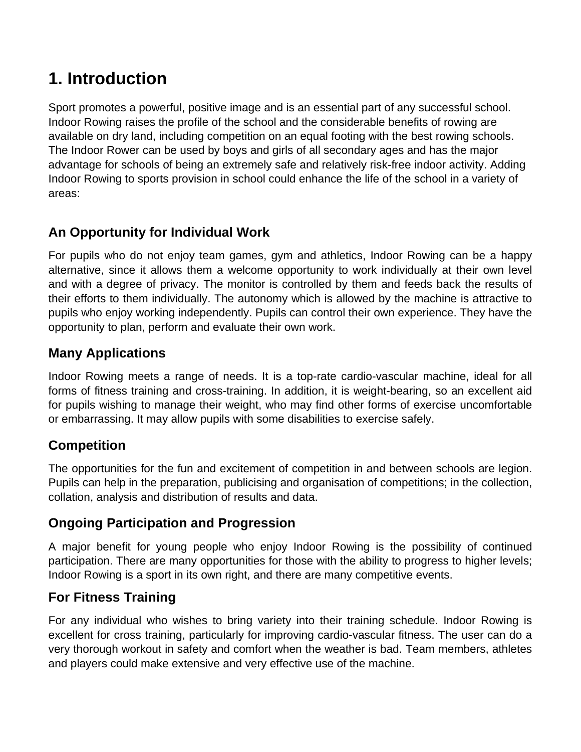# 1. Introduction

Sport promotes a powerful, positive image and is an essential part of any successful school. Indoor Rowing raises the profile of the school and the considerable benefits of rowing are available on dry land, including competition on an equal footing with the best rowing schools. The Indoor Rower can be used by boys and girls of all secondary ages and has the major advantage for schools of being an extremely safe and relatively risk-free indoor activity. Adding Indoor Rowing to sports provision in school could enhance the life of the school in a variety of areas:

## An Opportunity for Individual Work

For pupils who do not enjoy team games, gym and athletics, Indoor Rowing can be a happy alternative, since it allows them a welcome opportunity to work individually at their own level and with a degree of privacy. The monitor is controlled by them and feeds back the results of their efforts to them individually. The autonomy which is allowed by the machine is attractive to pupils who enjoy working independently. Pupils can control their own experience. They have the opportunity to plan, perform and evaluate their own work.

## Many Applications

Indoor Rowing meets a range of needs. It is a top-rate cardio-vascular machine, ideal for all forms of fitness training and cross-training. In addition, it is weight-bearing, so an excellent aid for pupils wishing to manage their weight, who may find other forms of exercise uncomfortable or embarrassing. It may allow pupils with some disabilities to exercise safely.

## Competition

The opportunities for the fun and excitement of competition in and between schools are legion. Pupils can help in the preparation, publicising and organisation of competitions; in the collection, collation, analysis and distribution of results and data.

## Ongoing Participation and Progression

A major benefit for young people who enjoy Indoor Rowing is the possibility of continued participation. There are many opportunities for those with the ability to progress to higher levels; Indoor Rowing is a sport in its own right, and there are many competitive events.

## For Fitness Training

For any individual who wishes to bring variety into their training schedule. Indoor Rowing is excellent for cross training, particularly for improving cardio-vascular fitness. The user can do a very thorough workout in safety and comfort when the weather is bad. Team members, athletes and players could make extensive and very effective use of the machine.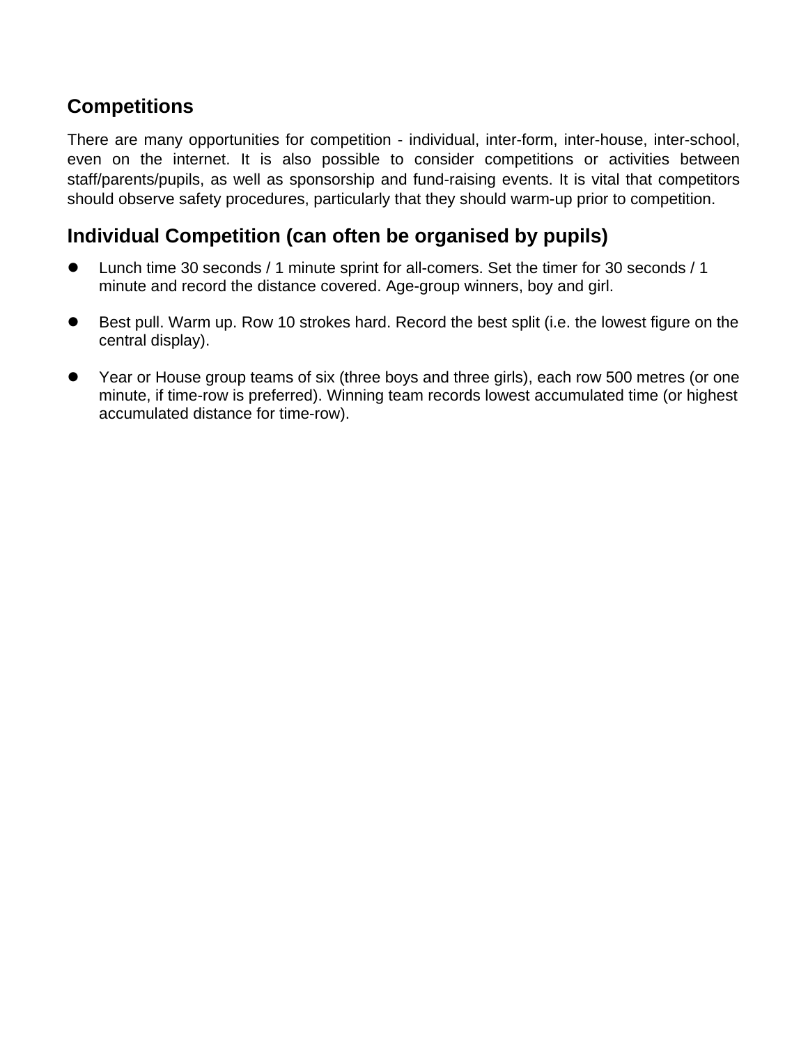## Competitions

There are many opportunities for competition - individual, inter-form, inter-house, inter-school, even on the internet. It is also possible to consider competitions or activities between staff/parents/pupils, as well as sponsorship and fund-raising events. It is vital that competitors should observe safety procedures, particularly that they should warm-up prior to competition.

## Individual Competition (can often be organised by pupils)

- Lunch time 30 seconds / 1 minute sprint for all-comers. Set the timer for 30 seconds / 1 minute and record the distance covered. Age-group winners, boy and girl.

- Best pull. Warm up. Row 10 strokes hard. Record the best split (i.e. the lowest figure on the central display).

- Year or House group teams of six (three boys and three girls), each row 500 metres (or one minute, if time-row is preferred). Winning team records lowest accumulated time (or highest accumulated distance for time-row).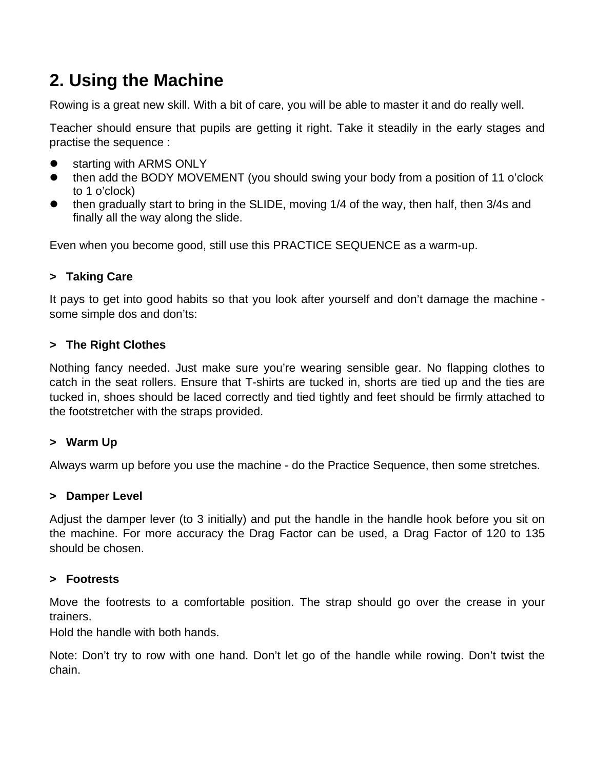## 2. Using the Machine

Rowing is a great new skill. With a bit of care, you will be able to master it and do really well.

Teacher should ensure that pupils are getting it right. Take it steadily in the early stages and practise the sequence :

- starting with ARMS ONLY
- then add the BODY MOVEMENT (you should swing your body from a position of 11 o'clock to 1 o'clock)
- then gradually start to bring in the SLIDE, moving 1/4 of the way, then half, then 3/4s and finally all the way along the slide.

Even when you become good, still use this PRACTICE SEQUENCE as a warm-up.

### > Taking Care

It pays to get into good habits so that you look after yourself and don't damage the machine - some simple dos and don'ts:

### > The Right Clothes

Nothing fancy needed. Just make sure you're wearing sensible gear. No flapping clothes to catch in the seat rollers. Ensure that T-shirts are tucked in, shorts are tied up and the ties are tucked in, shoes should be laced correctly and tied tightly and feet should be firmly attached to the footstretcher with the straps provided.

### > Warm Up

Always warm up before you use the machine - do the Practice Sequence, then some stretches.

### > Damper Level

Adjust the damper lever (to 3 initially) and put the handle in the handle hook before you sit on the machine. For more accuracy the Drag Factor can be used, a Drag Factor of 120 to 135 should be chosen.

### > Footrests

Move the footrests to a comfortable position. The strap should go over the crease in your trainers.
Hold the handle with both hands.

Note: Don't try to row with one hand. Don't let go of the handle while rowing. Don't twist the chain.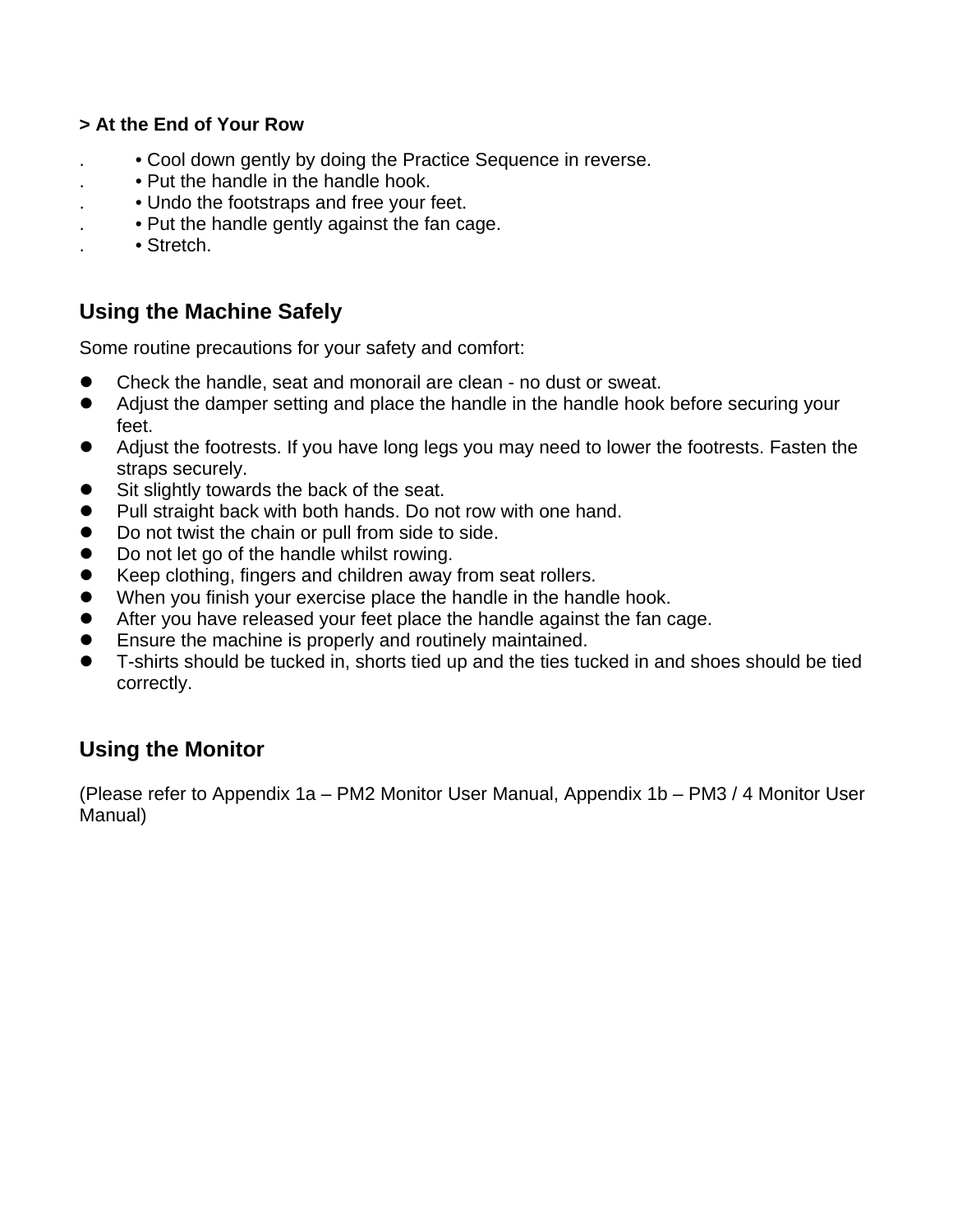**> At the End of Your Row**

- Cool down gently by doing the Practice Sequence in reverse.
- Put the handle in the handle hook.
- Undo the footstraps and free your feet.
- Put the handle gently against the fan cage.
- Stretch.

## Using the Machine Safely

Some routine precautions for your safety and comfort:

- Check the handle, seat and monorail are clean - no dust or sweat.
- Adjust the damper setting and place the handle in the handle hook before securing your feet.
- Adjust the footrests. If you have long legs you may need to lower the footrests. Fasten the straps securely.
- Sit slightly towards the back of the seat.
- Pull straight back with both hands. Do not row with one hand.
- Do not twist the chain or pull from side to side.
- Do not let go of the handle whilst rowing.
- Keep clothing, fingers and children away from seat rollers.
- When you finish your exercise place the handle in the handle hook.
- After you have released your feet place the handle against the fan cage.
- Ensure the machine is properly and routinely maintained.
- T-shirts should be tucked in, shorts tied up and the ties tucked in and shoes should be tied correctly.

## Using the Monitor

(Please refer to Appendix 1a – PM2 Monitor User Manual, Appendix 1b – PM3 / 4 Monitor User Manual)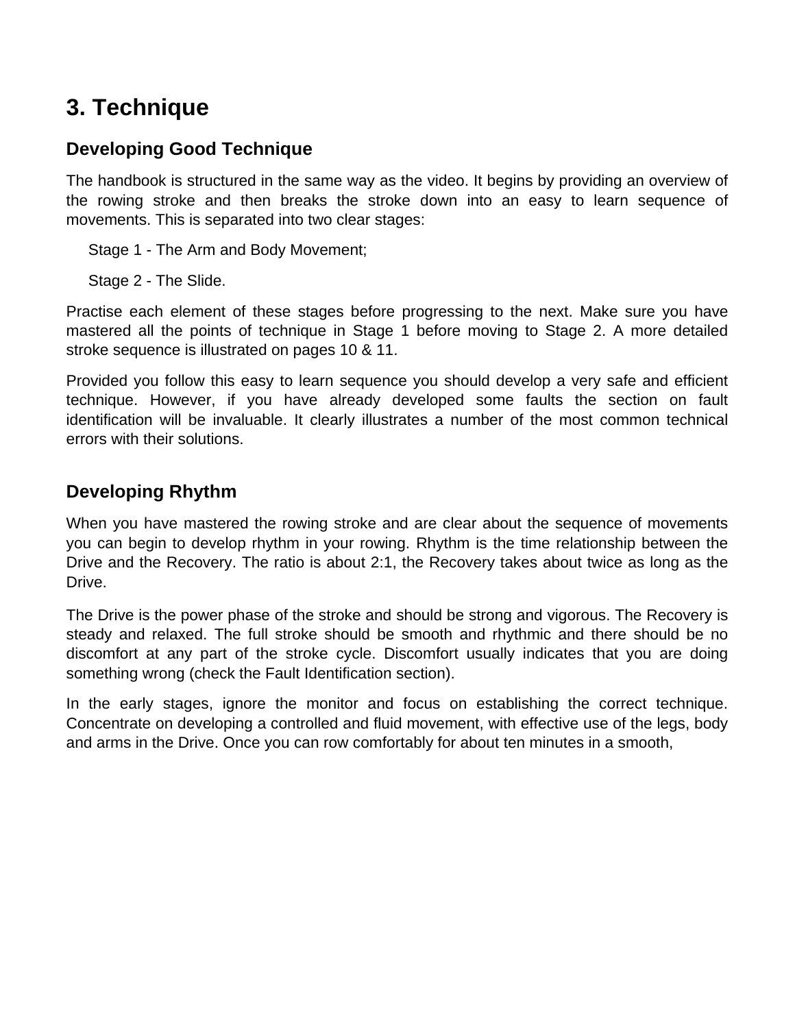# 3. Technique

## Developing Good Technique

The handbook is structured in the same way as the video. It begins by providing an overview of the rowing stroke and then breaks the stroke down into an easy to learn sequence of movements. This is separated into two clear stages:

Stage 1 - The Arm and Body Movement;

Stage 2 - The Slide.

Practise each element of these stages before progressing to the next. Make sure you have mastered all the points of technique in Stage 1 before moving to Stage 2. A more detailed stroke sequence is illustrated on pages 10 & 11.

Provided you follow this easy to learn sequence you should develop a very safe and efficient technique. However, if you have already developed some faults the section on fault identification will be invaluable. It clearly illustrates a number of the most common technical errors with their solutions.

## Developing Rhythm

When you have mastered the rowing stroke and are clear about the sequence of movements you can begin to develop rhythm in your rowing. Rhythm is the time relationship between the Drive and the Recovery. The ratio is about 2:1, the Recovery takes about twice as long as the Drive.

The Drive is the power phase of the stroke and should be strong and vigorous. The Recovery is steady and relaxed. The full stroke should be smooth and rhythmic and there should be no discomfort at any part of the stroke cycle. Discomfort usually indicates that you are doing something wrong (check the Fault Identification section).

In the early stages, ignore the monitor and focus on establishing the correct technique. Concentrate on developing a controlled and fluid movement, with effective use of the legs, body and arms in the Drive. Once you can row comfortably for about ten minutes in a smooth,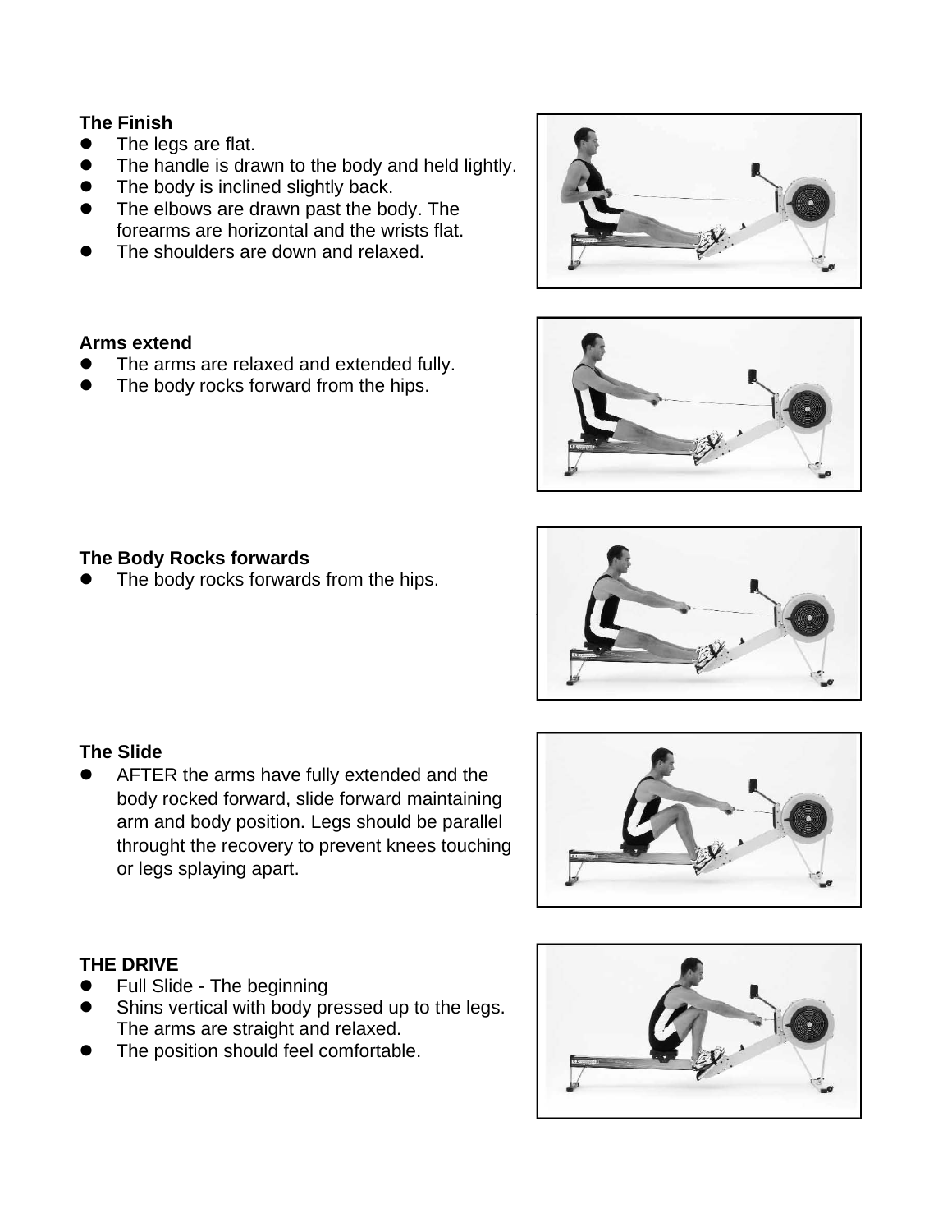**The Finish**

- The legs are flat.
- The handle is drawn to the body and held lightly.
- The body is inclined slightly back.
- The elbows are drawn past the body. The forearms are horizontal and the wrists flat.
- The shoulders are down and relaxed.

**Arms extend**

- The arms are relaxed and extended fully.
- The body rocks forward from the hips.

**The Body Rocks forwards**

- The body rocks forwards from the hips.

**The Slide**

- AFTER the arms have fully extended and the body rocked forward, slide forward maintaining arm and body position. Legs should be parallel throught the recovery to prevent knees touching or legs splaying apart.

**THE DRIVE**

- Full Slide - The beginning
- Shins vertical with body pressed up to the legs. The arms are straight and relaxed.
- The position should feel comfortable.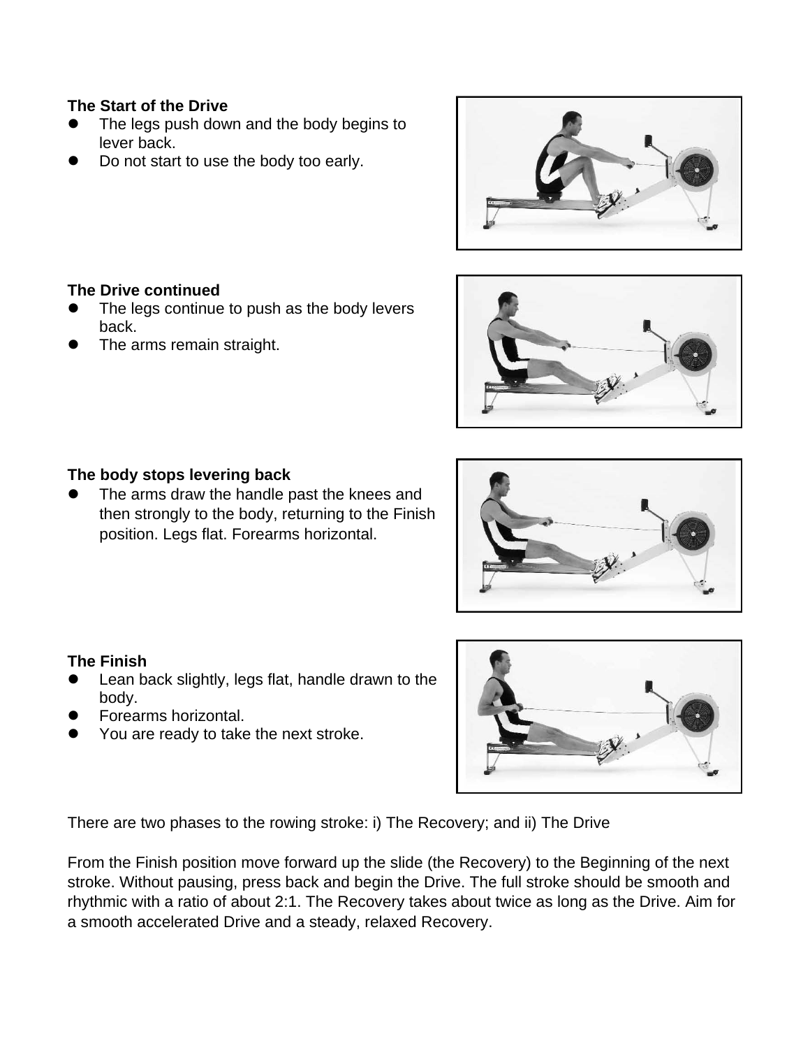**The Start of the Drive**

- The legs push down and the body begins to lever back.
- Do not start to use the body too early.

**The Drive continued**

- The legs continue to push as the body levers back.
- The arms remain straight.

**The body stops levering back**

- The arms draw the handle past the knees and then strongly to the body, returning to the Finish position. Legs flat. Forearms horizontal.

**The Finish**

- Lean back slightly, legs flat, handle drawn to the body.
- Forearms horizontal.
- You are ready to take the next stroke.

There are two phases to the rowing stroke: i) The Recovery; and ii) The Drive

From the Finish position move forward up the slide (the Recovery) to the Beginning of the next stroke. Without pausing, press back and begin the Drive. The full stroke should be smooth and rhythmic with a ratio of about 2:1. The Recovery takes about twice as long as the Drive. Aim for a smooth accelerated Drive and a steady, relaxed Recovery.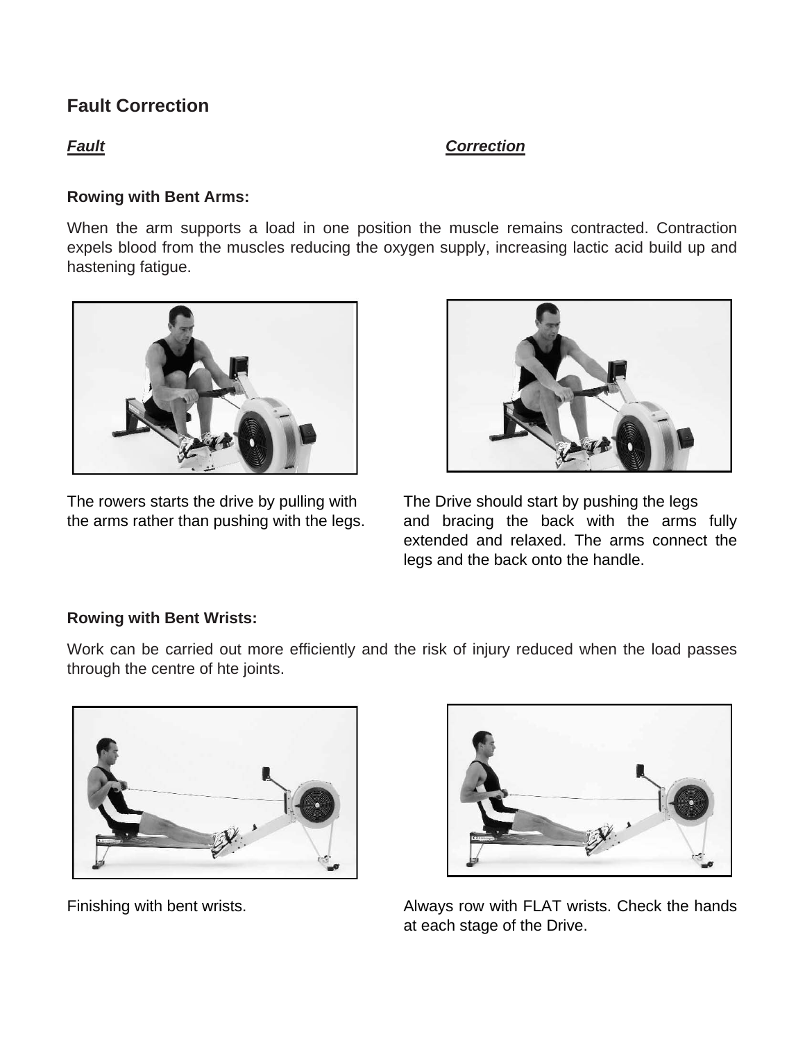## Fault Correction

***Fault*** ***Correction***

**Rowing with Bent Arms:**

When the arm supports a load in one position the muscle remains contracted. Contraction expels blood from the muscles reducing the oxygen supply, increasing lactic acid build up and hastening fatigue.

The rowers starts the drive by pulling with the arms rather than pushing with the legs.

The Drive should start by pushing the legs and bracing the back with the arms fully extended and relaxed. The arms connect the legs and the back onto the handle.

**Rowing with Bent Wrists:**

Work can be carried out more efficiently and the risk of injury reduced when the load passes through the centre of hte joints.

Finishing with bent wrists.

Always row with FLAT wrists. Check the hands at each stage of the Drive.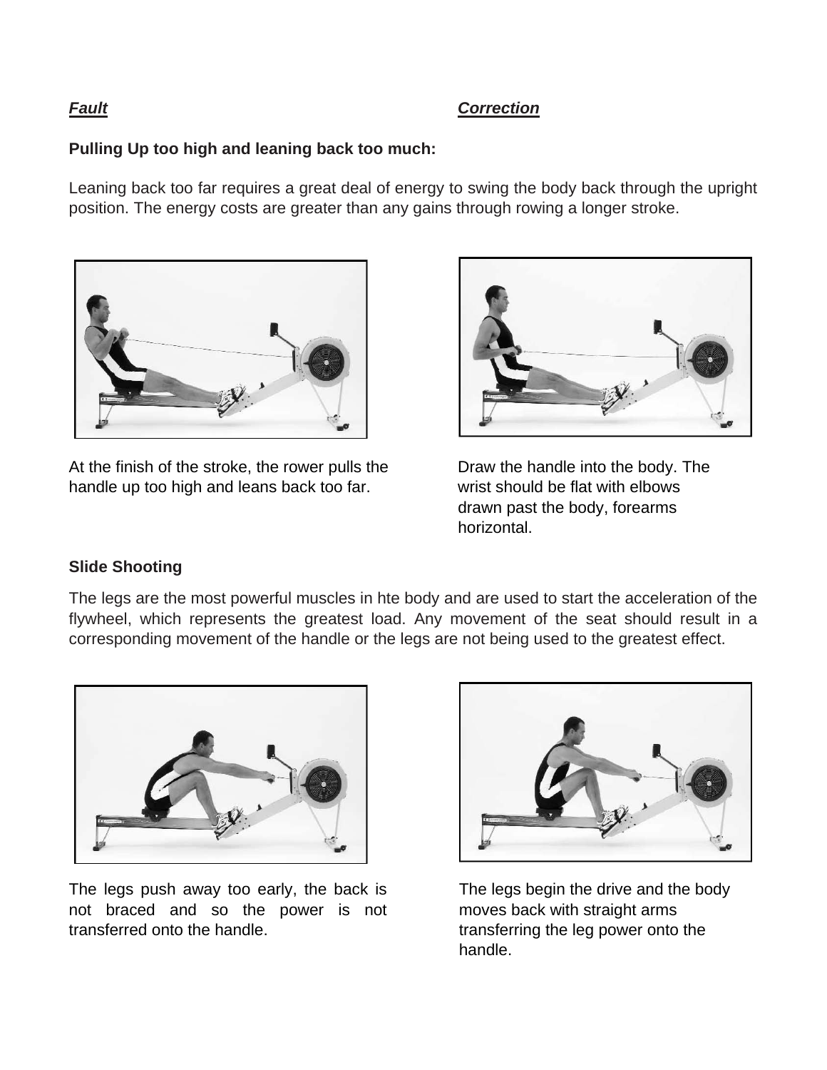***Fault*** ***Correction***

**Pulling Up too high and leaning back too much:**

Leaning back too far requires a great deal of energy to swing the body back through the upright position. The energy costs are greater than any gains through rowing a longer stroke.

At the finish of the stroke, the rower pulls the handle up too high and leans back too far.

Draw the handle into the body. The wrist should be flat with elbows drawn past the body, forearms horizontal.

**Slide Shooting**

The legs are the most powerful muscles in hte body and are used to start the acceleration of the flywheel, which represents the greatest load. Any movement of the seat should result in a corresponding movement of the handle or the legs are not being used to the greatest effect.

The legs push away too early, the back is not braced and so the power is not transferred onto the handle.

The legs begin the drive and the body moves back with straight arms transferring the leg power onto the handle.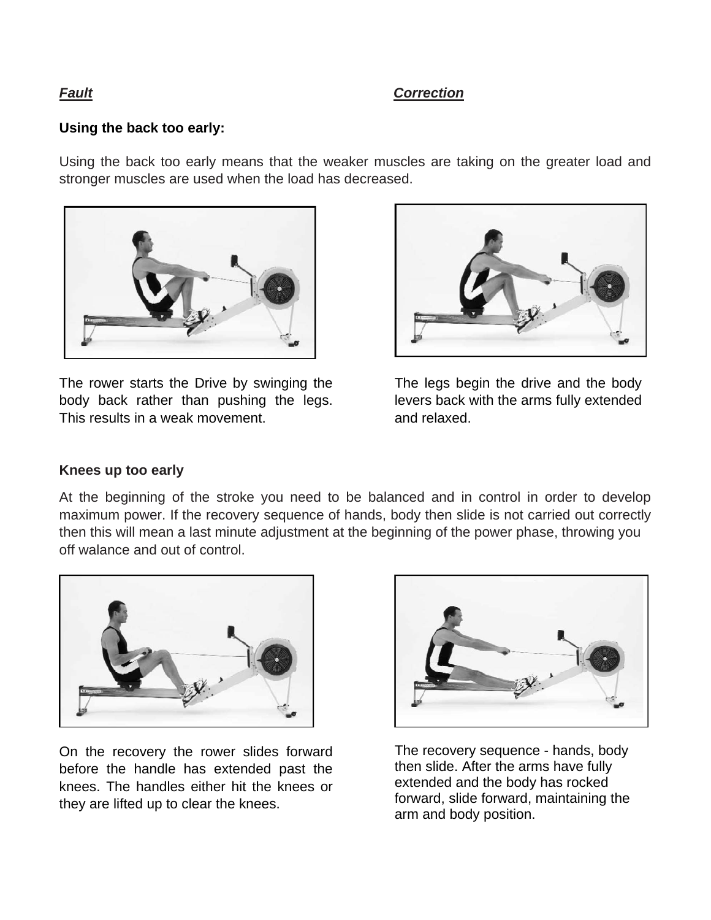***Fault*** ***Correction***

**Using the back too early:**

Using the back too early means that the weaker muscles are taking on the greater load and stronger muscles are used when the load has decreased.

The rower starts the Drive by swinging the body back rather than pushing the legs. This results in a weak movement.

The legs begin the drive and the body levers back with the arms fully extended and relaxed.

**Knees up too early**

At the beginning of the stroke you need to be balanced and in control in order to develop maximum power. If the recovery sequence of hands, body then slide is not carried out correctly then this will mean a last minute adjustment at the beginning of the power phase, throwing you off walance and out of control.

On the recovery the rower slides forward before the handle has extended past the knees. The handles either hit the knees or they are lifted up to clear the knees.

The recovery sequence - hands, body then slide. After the arms have fully extended and the body has rocked forward, slide forward, maintaining the arm and body position.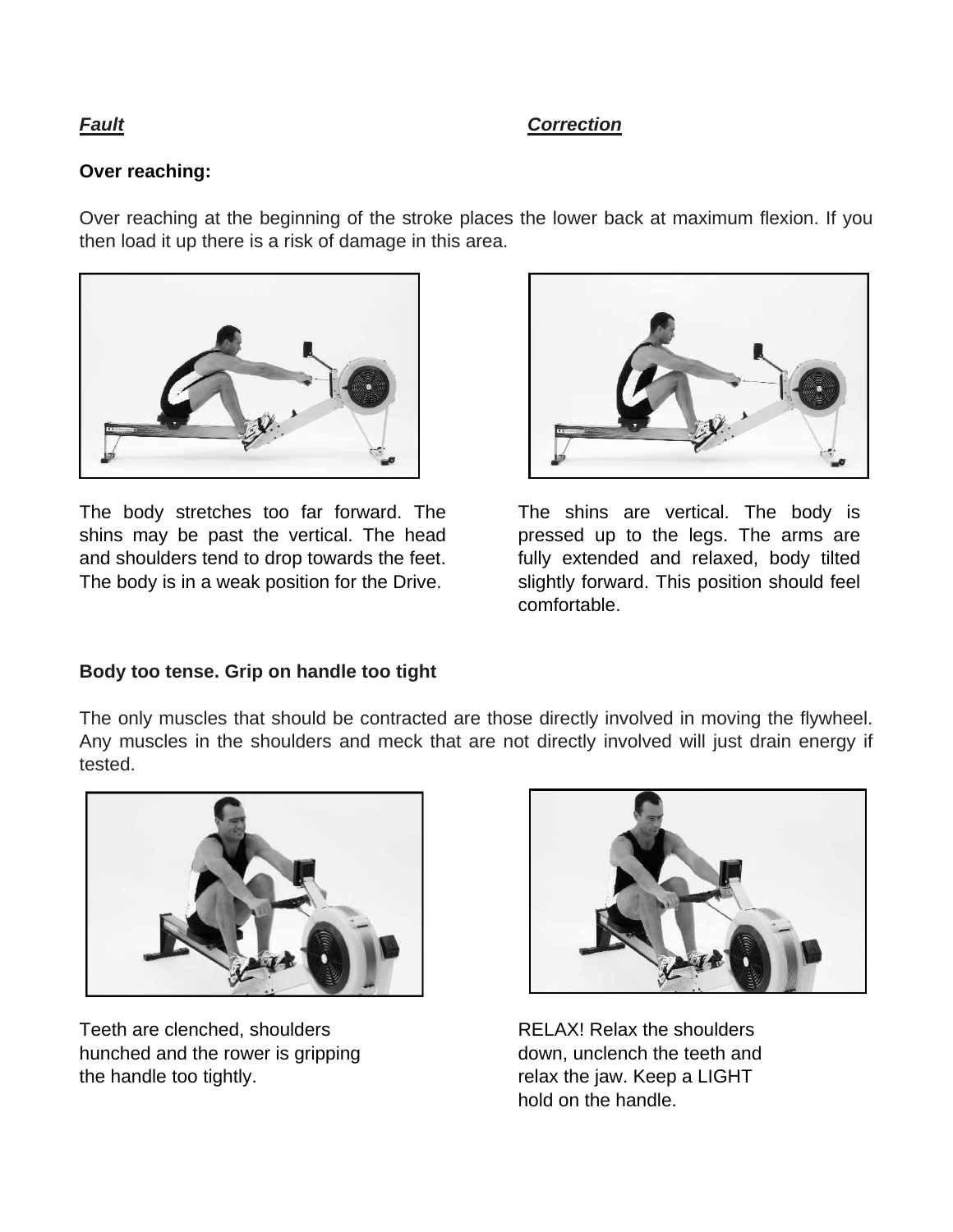***Fault*** ***Correction***

**Over reaching:**

Over reaching at the beginning of the stroke places the lower back at maximum flexion. If you then load it up there is a risk of damage in this area.

The body stretches too far forward. The shins may be past the vertical. The head and shoulders tend to drop towards the feet. The body is in a weak position for the Drive.

The shins are vertical. The body is pressed up to the legs. The arms are fully extended and relaxed, body tilted slightly forward. This position should feel comfortable.

**Body too tense. Grip on handle too tight**

The only muscles that should be contracted are those directly involved in moving the flywheel. Any muscles in the shoulders and meck that are not directly involved will just drain energy if tested.

Teeth are clenched, shoulders hunched and the rower is gripping the handle too tightly.

RELAX! Relax the shoulders down, unclench the teeth and relax the jaw. Keep a LIGHT hold on the handle.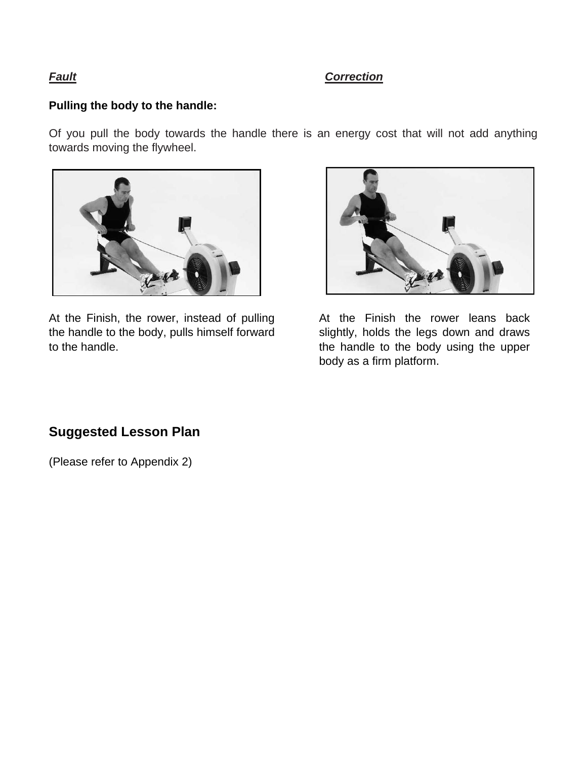***Fault*** ***Correction***

**Pulling the body to the handle:**

Of you pull the body towards the handle there is an energy cost that will not add anything towards moving the flywheel.

At the Finish, the rower, instead of pulling the handle to the body, pulls himself forward to the handle.

At the Finish the rower leans back slightly, holds the legs down and draws the handle to the body using the upper body as a firm platform.

## Suggested Lesson Plan

(Please refer to Appendix 2)